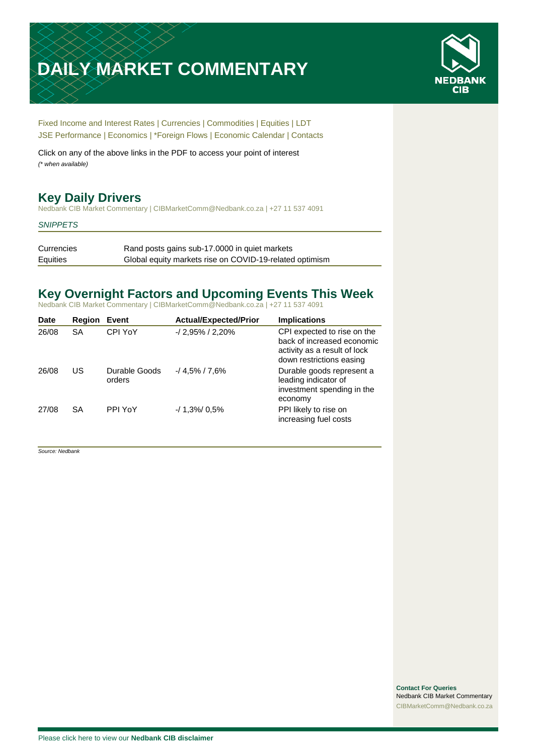# DAILY MARKET COMMENTARY

NEDBANK CIB

Fixed Income and Interest Rates | Currencies | Commodities | Equities | LDT
JSE Performance | Economics | *Foreign Flows | Economic Calendar | Contacts

Click on any of the above links in the PDF to access your point of interest
*(* when available)*

## Key Daily Drivers

Nedbank CIB Market Commentary | CIBMarketComm@Nedbank.co.za | +27 11 537 4091

*SNIPPETS*

| | |
|---|---|
| Currencies | Rand posts gains sub-17.0000 in quiet markets |
| Equities | Global equity markets rise on COVID-19-related optimism |

## Key Overnight Factors and Upcoming Events This Week

Nedbank CIB Market Commentary | CIBMarketComm@Nedbank.co.za | +27 11 537 4091

| Date | Region | Event | Actual/Expected/Prior | Implications |
|---|---|---|---|---|
| 26/08 | SA | CPI YoY | -/ 2,95% / 2,20% | CPI expected to rise on the back of increased economic activity as a result of lock down restrictions easing |
| 26/08 | US | Durable Goods orders | -/ 4,5% / 7,6% | Durable goods represent a leading indicator of investment spending in the economy |
| 27/08 | SA | PPI YoY | -/ 1,3%/ 0,5% | PPI likely to rise on increasing fuel costs |

*Source: Nedbank*

**Contact For Queries**
Nedbank CIB Market Commentary
CIBMarketComm@Nedbank.co.za

Please click here to view our **Nedbank CIB disclaimer**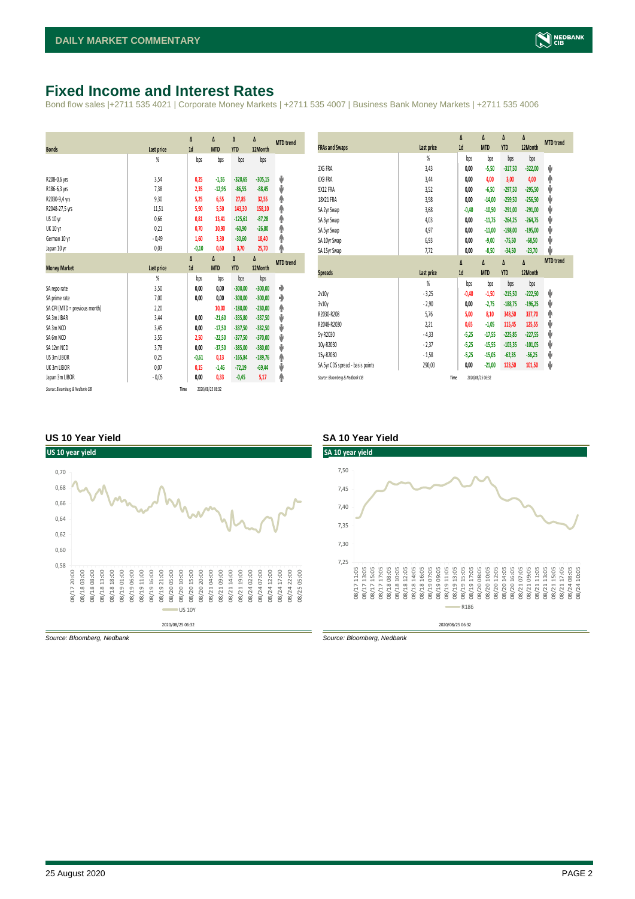# Fixed Income and Interest Rates

Bond flow sales |+2711 535 4021 | Corporate Money Markets | +2711 535 4007 | Business Bank Money Markets | +2711 535 4006

| Bonds | Last price | Δ 1d | Δ MTD | Δ YTD | Δ 12Month | MTD trend |
|---|---|---|---|---|---|---|
| | % | bps | bps | bps | bps | |
| R208-0,6 yrs | 3,54 | 0,25 | -1,55 | -320,65 | -305,15 | ↓ |
| R186-6,3 yrs | 7,38 | 2,35 | -12,95 | -86,55 | -88,45 | ↓ |
| R2030-9,4 yrs | 9,30 | 5,25 | 6,55 | 27,85 | 32,55 | ↑ |
| R2048-27,5 yrs | 11,51 | 5,90 | 5,50 | 143,30 | 158,10 | ↑ |
| US 10 yr | 0,66 | 0,81 | 13,41 | -125,61 | -87,28 | ↑ |
| UK 10 yr | 0,21 | 0,70 | 10,90 | -60,90 | -26,80 | ↑ |
| German 10 yr | -0,49 | 1,60 | 3,30 | -30,60 | 18,40 | ↑ |
| Japan 10 yr | 0,03 | -0,10 | 0,60 | 3,70 | 25,70 | ↑ |

| Money Market | Last price | Δ 1d | Δ MTD | Δ YTD | Δ 12Month | MTD trend |
|---|---|---|---|---|---|---|
| | % | bps | bps | bps | bps | |
| SA repo rate | 3,50 | 0,00 | 0,00 | -300,00 | -300,00 | → |
| SA prime rate | 7,00 | 0,00 | 0,00 | -300,00 | -300,00 | → |
| SA CPI (MTD = previous month) | 2,20 | | 10,00 | -180,00 | -230,00 | ↑ |
| SA 3m JIBAR | 3,44 | 0,00 | -21,60 | -335,80 | -337,50 | ↓ |
| SA 3m NCD | 3,45 | 0,00 | -17,50 | -337,50 | -332,50 | ↓ |
| SA 6m NCD | 3,55 | 2,50 | -22,50 | -377,50 | -370,00 | ↓ |
| SA 12m NCD | 3,78 | 0,00 | -37,50 | -385,00 | -380,00 | ↓ |
| US 3m LIBOR | 0,25 | -0,61 | 0,13 | -165,84 | -189,76 | ↑ |
| UK 3m LIBOR | 0,07 | 0,15 | -1,46 | -72,19 | -69,44 | ↓ |
| Japan 3m LIBOR | -0,05 | 0,00 | 0,33 | -0,45 | 5,17 | ↑ |

Source: Bloomberg & Nedbank CIB    Time 2020/08/25 06:32

| FRAs and Swaps | Last price | Δ 1d | Δ MTD | Δ YTD | Δ 12Month | MTD trend |
|---|---|---|---|---|---|---|
| | % | bps | bps | bps | bps | |
| 3X6 FRA | 3,43 | 0,00 | -5,50 | -317,50 | -322,00 | ↓ |
| 6X9 FRA | 3,44 | 0,00 | 4,00 | 3,00 | 4,00 | ↑ |
| 9X12 FRA | 3,52 | 0,00 | -6,50 | -297,50 | -295,50 | ↓ |
| 18X21 FRA | 3,98 | 0,00 | -14,00 | -259,50 | -256,50 | ↓ |
| SA 2yr Swap | 3,68 | -0,40 | -10,50 | -291,00 | -291,00 | ↓ |
| SA 3yr Swap | 4,03 | 0,00 | -11,75 | -264,25 | -264,75 | ↓ |
| SA 5yr Swap | 4,97 | 0,00 | -11,00 | -198,00 | -195,00 | ↓ |
| SA 10yr Swap | 6,93 | 0,00 | -9,00 | -75,50 | -68,50 | ↓ |
| SA 15yr Swap | 7,72 | 0,00 | -8,50 | -34,50 | -23,70 | ↓ |

| Spreads | Last price | Δ 1d | Δ MTD | Δ YTD | Δ 12Month | MTD trend |
|---|---|---|---|---|---|---|
| | % | bps | bps | bps | bps | |
| 2v10y | -3,25 | -0,40 | -1,50 | -215,50 | -222,50 | ↓ |
| 3v10y | -2,90 | 0,00 | -2,75 | -188,75 | -196,25 | ↓ |
| R2030-R208 | 5,76 | 5,00 | 8,10 | 348,50 | 337,70 | ↑ |
| R2048-R2030 | 2,21 | 0,65 | -1,05 | 115,45 | 125,55 | ↓ |
| 5y-R2030 | -4,33 | -5,25 | -17,55 | -225,85 | -227,55 | ↓ |
| 10y-R2030 | -2,37 | -5,25 | -15,55 | -103,35 | -101,05 | ↓ |
| 15y-R2030 | -1,58 | -5,25 | -15,05 | -62,35 | -56,25 | ↓ |
| SA 5yr CDS spread - basis points | 290,00 | 0,00 | -21,00 | 123,50 | 101,50 | ↓ |

Source: Bloomberg & Nedbank CIB    Time 2020/08/25 06:32

### US 10 Year Yield

Source: Bloomberg, Nedbank

### SA 10 Year Yield

Source: Bloomberg, Nedbank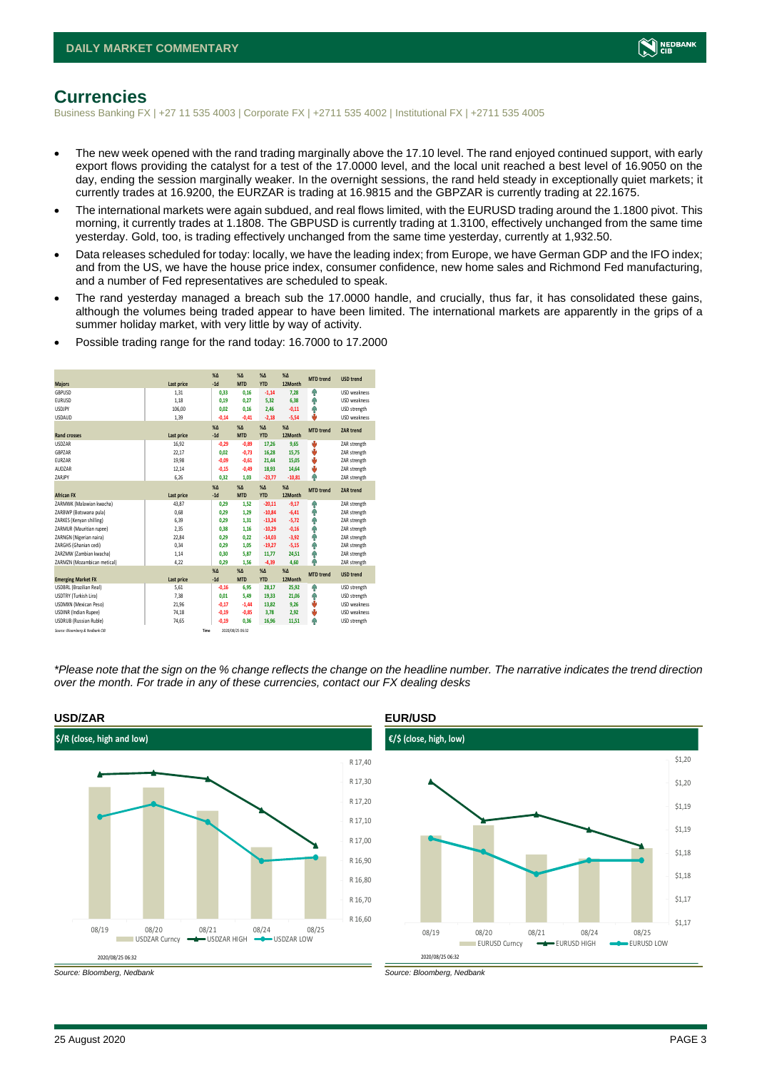# Currencies

Business Banking FX | +27 11 535 4003 | Corporate FX | +2711 535 4002 | Institutional FX | +2711 535 4005

- The new week opened with the rand trading marginally above the 17.10 level. The rand enjoyed continued support, with early export flows providing the catalyst for a test of the 17.0000 level, and the local unit reached a best level of 16.9050 on the day, ending the session marginally weaker. In the overnight sessions, the rand held steady in exceptionally quiet markets; it currently trades at 16.9200, the EURZAR is trading at 16.9815 and the GBPZAR is currently trading at 22.1675.
- The international markets were again subdued, and real flows limited, with the EURUSD trading around the 1.1800 pivot. This morning, it currently trades at 1.1808. The GBPUSD is currently trading at 1.3100, effectively unchanged from the same time yesterday. Gold, too, is trading effectively unchanged from the same time yesterday, currently at 1,932.50.
- Data releases scheduled for today: locally, we have the leading index; from Europe, we have German GDP and the IFO index; and from the US, we have the house price index, consumer confidence, new home sales and Richmond Fed manufacturing, and a number of Fed representatives are scheduled to speak.
- The rand yesterday managed a breach sub the 17.0000 handle, and crucially, thus far, it has consolidated these gains, although the volumes being traded appear to have been limited. The international markets are apparently in the grips of a summer holiday market, with very little by way of activity.
- Possible trading range for the rand today: 16.7000 to 17.2000

| Majors | Last price | %Δ -1d | %Δ MTD | %Δ YTD | %Δ 12Month | MTD trend | USD trend |
|---|---|---|---|---|---|---|---|
| GBPUSD | 1,31 | 0,33 | 0,16 | -1,14 | 7,28 | ↑ | USD weakness |
| EURUSD | 1,18 | 0,19 | 0,27 | 5,32 | 6,38 | ↑ | USD weakness |
| USDJPY | 106,00 | 0,02 | 0,16 | 2,46 | -0,11 | ↑ | USD strength |
| USDAUD | 1,39 | -0,14 | -0,41 | -2,18 | -5,54 | ↓ | USD weakness |
| **Rand crosses** | **Last price** | **%Δ -1d** | **%Δ MTD** | **%Δ YTD** | **%Δ 12Month** | **MTD trend** | **ZAR trend** |
| USDZAR | 16,92 | -0,29 | -0,89 | 17,26 | 9,65 | ↓ | ZAR strength |
| GBPZAR | 22,17 | 0,02 | -0,73 | 16,28 | 15,75 | ↓ | ZAR strength |
| EURZAR | 19,98 | -0,09 | -0,61 | 21,44 | 15,05 | ↓ | ZAR strength |
| AUDZAR | 12,14 | -0,15 | -0,49 | 18,93 | 14,64 | ↓ | ZAR strength |
| ZARJPY | 6,26 | 0,32 | 1,03 | -23,77 | -10,81 | ↑ | ZAR strength |
| **African FX** | **Last price** | **%Δ -1d** | **%Δ MTD** | **%Δ YTD** | **%Δ 12Month** | **MTD trend** | **ZAR trend** |
| ZARMWK (Malawian kwacha) | 43,87 | 0,29 | 1,52 | -20,11 | -9,17 | ↑ | ZAR strength |
| ZARBWP (Botswana pula) | 0,68 | 0,29 | 1,29 | -10,84 | -6,41 | ↑ | ZAR strength |
| ZARKES (Kenyan shilling) | 6,39 | 0,29 | 1,31 | -13,24 | -5,72 | ↑ | ZAR strength |
| ZARMUR (Mauritian rupee) | 2,35 | 0,38 | 1,16 | -10,29 | -0,16 | ↑ | ZAR strength |
| ZARNGN (Nigerian naira) | 22,84 | 0,29 | 0,22 | -14,03 | -3,92 | ↑ | ZAR strength |
| ZARGHS (Ghanian cedi) | 0,34 | 0,29 | 1,05 | -19,27 | -5,15 | ↑ | ZAR strength |
| ZARZMW (Zambian kwacha) | 1,14 | 0,30 | 5,87 | 11,77 | 24,51 | ↑ | ZAR strength |
| ZARMZN (Mozambican metical) | 4,22 | 0,29 | 1,56 | -4,39 | 4,60 | ↑ | ZAR strength |
| **Emerging Market FX** | **Last price** | **%Δ -1d** | **%Δ MTD** | **%Δ YTD** | **%Δ 12Month** | **MTD trend** | **USD trend** |
| USDBRL (Brazilian Real) | 5,61 | -0,16 | 6,95 | 28,17 | 25,92 | ↑ | USD strength |
| USDTRY (Turkish Lira) | 7,38 | 0,01 | 5,49 | 19,33 | 21,06 | ↑ | USD strength |
| USDMXN (Mexican Peso) | 21,96 | -0,17 | -1,44 | 13,82 | 9,26 | ↓ | USD weakness |
| USDINR (Indian Rupee) | 74,18 | -0,19 | -0,85 | 3,78 | 2,92 | ↓ | USD weakness |
| USDRUB (Russian Ruble) | 74,65 | -0,19 | 0,36 | 16,96 | 11,51 | ↑ | USD strength |

Source: Bloomberg & Nedbank CIB | Time: 2020/08/25 06:32

*\*Please note that the sign on the % change reflects the change on the headline number. The narrative indicates the trend direction over the month. For trade in any of these currencies, contact our FX dealing desks*

### USD/ZAR

$/R (close, high and low)

2020/08/25 06:32

*Source: Bloomberg, Nedbank*

### EUR/USD

€/$ (close, high, low)

2020/08/25 06:32

*Source: Bloomberg, Nedbank*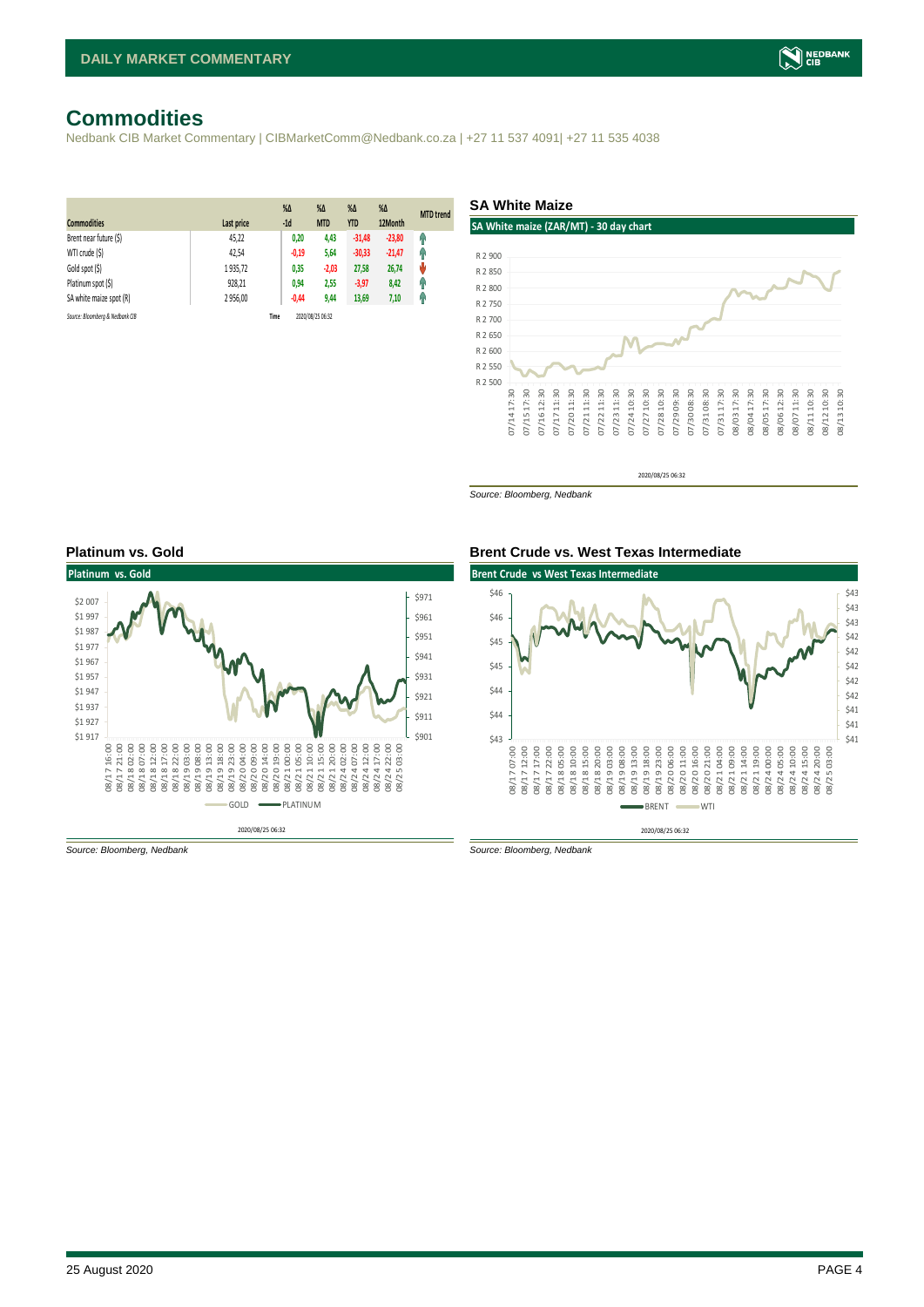# Commodities

Nedbank CIB Market Commentary | CIBMarketComm@Nedbank.co.za | +27 11 537 4091| +27 11 535 4038

| Commodities | Last price | %Δ -1d | %Δ MTD | %Δ YTD | %Δ 12Month | MTD trend |
|---|---|---|---|---|---|---|
| Brent near future ($) | 45,22 | 0,20 | 4,43 | -31,48 | -23,80 | ↑ |
| WTI crude ($) | 42,54 | -0,19 | 5,64 | -30,33 | -21,47 | ↑ |
| Gold spot ($) | 1 935,72 | 0,35 | -2,03 | 27,58 | 26,74 | ↓ |
| Platinum spot ($) | 928,21 | 0,94 | 2,55 | -3,97 | 8,42 | ↑ |
| SA white maize spot (R) | 2 956,00 | -0,44 | 9,44 | 13,69 | 7,10 | ↑ |

*Source: Bloomberg & Nedbank CIB* Time 2020/08/25 06:32

## SA White Maize

SA White maize (ZAR/MT) - 30 day chart

2020/08/25 06:32

*Source: Bloomberg, Nedbank*

## Platinum vs. Gold

Platinum vs. Gold

2020/08/25 06:32

*Source: Bloomberg, Nedbank*

## Brent Crude vs. West Texas Intermediate

Brent Crude vs West Texas Intermediate

2020/08/25 06:32

*Source: Bloomberg, Nedbank*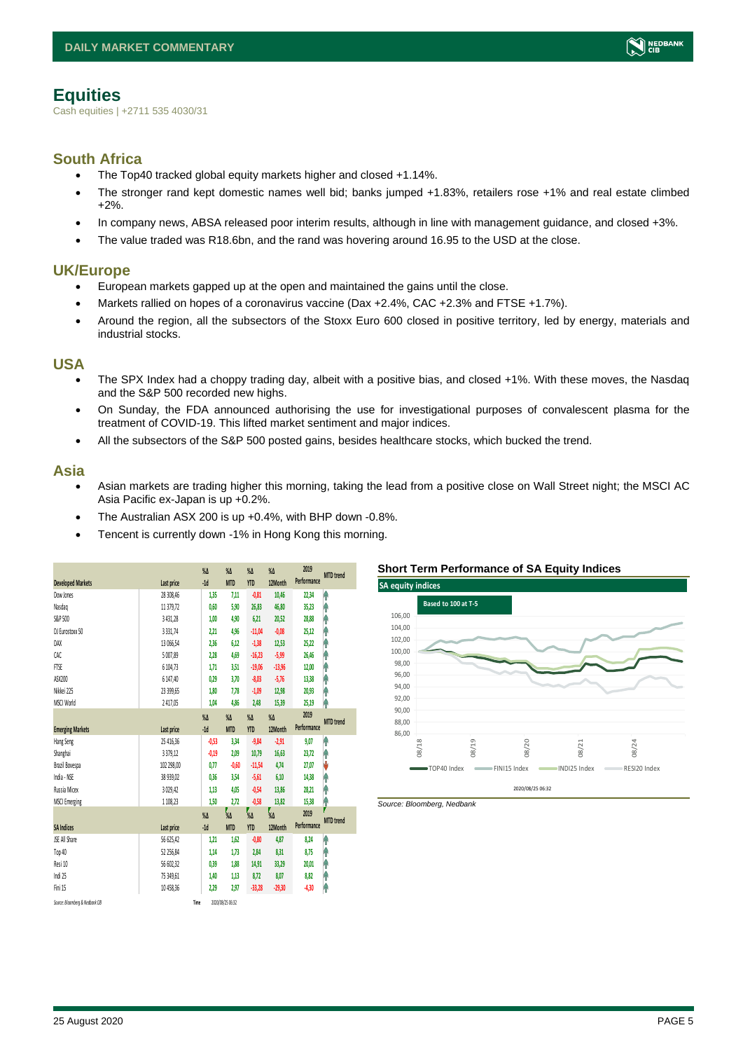# Equities

Cash equities | +2711 535 4030/31

## South Africa

- The Top40 tracked global equity markets higher and closed +1.14%.
- The stronger rand kept domestic names well bid; banks jumped +1.83%, retailers rose +1% and real estate climbed +2%.
- In company news, ABSA released poor interim results, although in line with management guidance, and closed +3%.
- The value traded was R18.6bn, and the rand was hovering around 16.95 to the USD at the close.

## UK/Europe

- European markets gapped up at the open and maintained the gains until the close.
- Markets rallied on hopes of a coronavirus vaccine (Dax +2.4%, CAC +2.3% and FTSE +1.7%).
- Around the region, all the subsectors of the Stoxx Euro 600 closed in positive territory, led by energy, materials and industrial stocks.

## USA

- The SPX Index had a choppy trading day, albeit with a positive bias, and closed +1%. With these moves, the Nasdaq and the S&P 500 recorded new highs.
- On Sunday, the FDA announced authorising the use for investigational purposes of convalescent plasma for the treatment of COVID-19. This lifted market sentiment and major indices.
- All the subsectors of the S&P 500 posted gains, besides healthcare stocks, which bucked the trend.

## Asia

- Asian markets are trading higher this morning, taking the lead from a positive close on Wall Street night; the MSCI AC Asia Pacific ex-Japan is up +0.2%.
- The Australian ASX 200 is up +0.4%, with BHP down -0.8%.
- Tencent is currently down -1% in Hong Kong this morning.

| Developed Markets | Last price | %Δ -1d | %Δ MTD | %Δ YTD | %Δ 12Month | 2019 Performance | MTD trend |
|---|---|---|---|---|---|---|---|
| Dow Jones | 28 308,46 | 1,35 | 7,11 | -0,81 | 10,46 | 22,34 | ↑ |
| Nasdaq | 11 379,72 | 0,60 | 5,90 | 26,83 | 46,80 | 35,23 | ↑ |
| S&P 500 | 3 431,28 | 1,00 | 4,90 | 6,21 | 20,52 | 28,88 | ↑ |
| DJ Eurostoxx 50 | 3 331,74 | 2,21 | 4,96 | -11,04 | -0,08 | 25,12 | ↑ |
| DAX | 13 066,54 | 2,36 | 6,12 | -1,38 | 12,53 | 25,22 | ↑ |
| CAC | 5 007,89 | 2,28 | 4,69 | -16,23 | -5,99 | 26,46 | ↑ |
| FTSE | 6 104,73 | 1,71 | 3,51 | -19,06 | -13,96 | 12,00 | ↑ |
| ASX200 | 6 147,40 | 0,29 | 3,70 | -8,03 | -5,76 | 13,38 | ↑ |
| Nikkei 225 | 23 399,65 | 1,80 | 7,78 | -1,09 | 12,98 | 20,93 | ↑ |
| MSCI World | 2 417,05 | 1,04 | 4,86 | 2,48 | 15,39 | 25,19 | ↑ |
| **Emerging Markets** | **Last price** | **%Δ -1d** | **%Δ MTD** | **%Δ YTD** | **%Δ 12Month** | **2019 Performance** | **MTD trend** |
| Hang Seng | 25 416,36 | -0,53 | 3,34 | -9,84 | -2,91 | 9,07 | ↑ |
| Shanghai | 3 379,12 | -0,19 | 2,09 | 10,79 | 16,63 | 23,72 | ↑ |
| Brazil Bovespa | 102 298,00 | 0,77 | -0,60 | -11,54 | 4,74 | 27,07 | ↓ |
| India - NSE | 38 939,02 | 0,36 | 3,54 | -5,61 | 6,10 | 14,38 | ↑ |
| Russia Micex | 3 029,42 | 1,13 | 4,05 | -0,54 | 13,86 | 28,21 | ↑ |
| MSCI Emerging | 1 108,23 | 1,50 | 2,72 | -0,58 | 13,82 | 15,38 | ↑ |
| **SA Indices** | **Last price** | **%Δ -1d** | **%Δ MTD** | **%Δ YTD** | **%Δ 12Month** | **2019 Performance** | **MTD trend** |
| JSE All Share | 56 625,42 | 1,21 | 1,62 | -0,80 | 4,87 | 8,24 | ↑ |
| Top 40 | 52 256,84 | 1,14 | 1,73 | 2,84 | 8,31 | 8,75 | ↑ |
| Resi 10 | 56 602,32 | 0,39 | 1,88 | 14,91 | 33,29 | 20,01 | ↑ |
| Indi 25 | 75 349,61 | 1,40 | 1,13 | 8,72 | 8,07 | 8,82 | ↑ |
| Fini 15 | 10 458,36 | 2,29 | 2,97 | -33,28 | -29,30 | -4,30 | ↑ |

Source: Bloomberg & Nedbank CIB Time 2020/08/25 06:32

### Short Term Performance of SA Equity Indices

Source: Bloomberg, Nedbank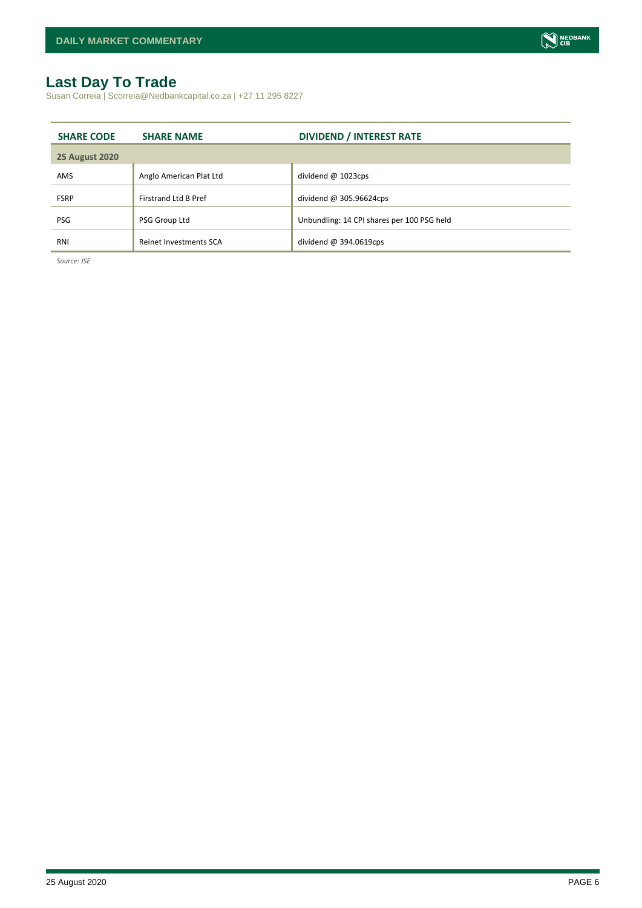# Last Day To Trade

Susan Correia | Scorreia@Nedbankcapital.co.za | +27 11 295 8227

| SHARE CODE | SHARE NAME | DIVIDEND / INTEREST RATE |
|---|---|---|
| **25 August 2020** | | |
| AMS | Anglo American Plat Ltd | dividend @ 1023cps |
| FSRP | Firstrand Ltd B Pref | dividend @ 305.96624cps |
| PSG | PSG Group Ltd | Unbundling: 14 CPI shares per 100 PSG held |
| RNI | Reinet Investments SCA | dividend @ 394.0619cps |

*Source: JSE*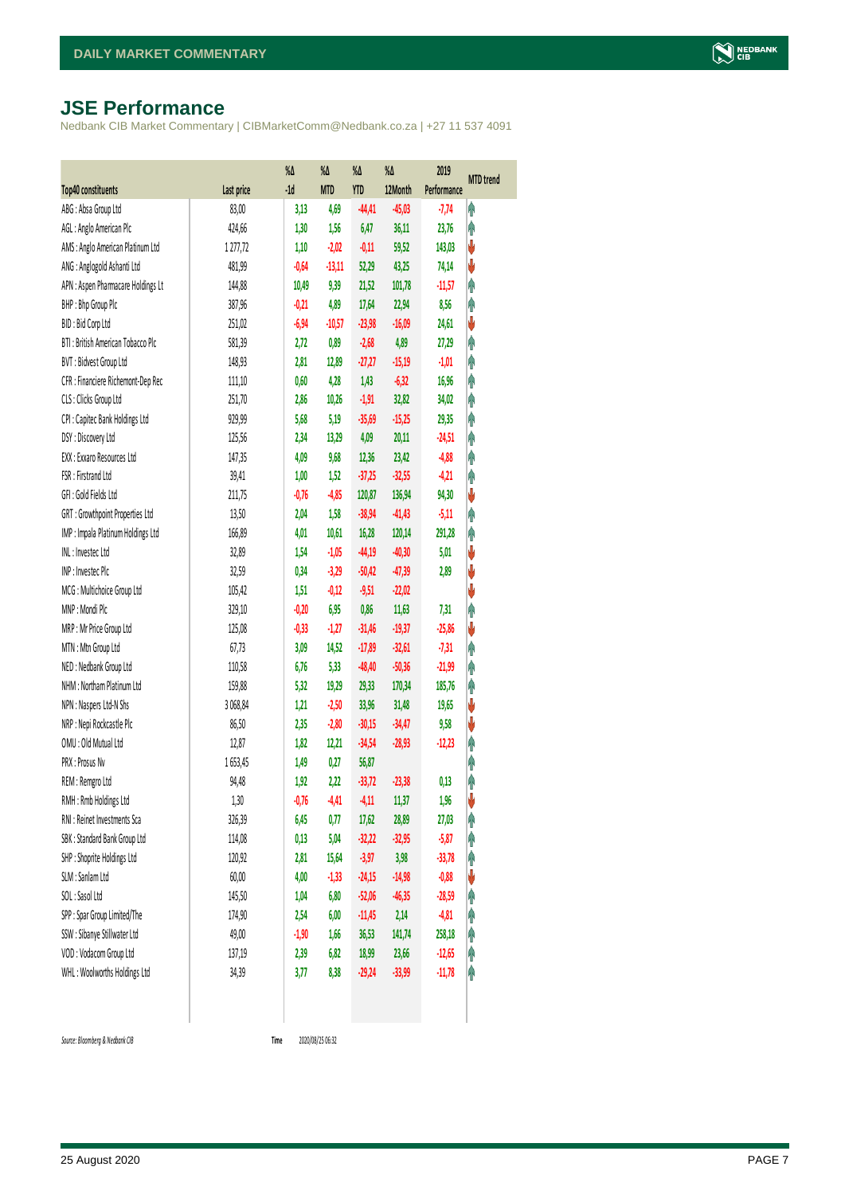# JSE Performance

Nedbank CIB Market Commentary | CIBMarketComm@Nedbank.co.za | +27 11 537 4091

| Top40 constituents | Last price | %Δ -1d | %Δ MTD | %Δ YTD | %Δ 12Month | 2019 Performance | MTD trend |
|---|---|---|---|---|---|---|---|
| ABG : Absa Group Ltd | 83,00 | 3,13 | 4,69 | -44,41 | -45,03 | -7,74 | ↑ |
| AGL : Anglo American Plc | 424,66 | 1,30 | 1,56 | 6,47 | 36,11 | 23,76 | ↑ |
| AMS : Anglo American Platinum Ltd | 1 277,72 | 1,10 | -2,02 | -0,11 | 59,52 | 143,03 | ↓ |
| ANG : Anglogold Ashanti Ltd | 481,99 | -0,64 | -13,11 | 52,29 | 43,25 | 74,14 | ↓ |
| APN : Aspen Pharmacare Holdings Lt | 144,88 | 10,49 | 9,39 | 21,52 | 101,78 | -11,57 | ↑ |
| BHP : Bhp Group Plc | 387,96 | -0,21 | 4,89 | 17,64 | 22,94 | 8,56 | ↑ |
| BID : Bid Corp Ltd | 251,02 | -6,94 | -10,57 | -23,98 | -16,09 | 24,61 | ↓ |
| BTI : British American Tobacco Plc | 581,39 | 2,72 | 0,89 | -2,68 | 4,89 | 27,29 | ↑ |
| BVT : Bidvest Group Ltd | 148,93 | 2,81 | 12,89 | -27,27 | -15,19 | -1,01 | ↑ |
| CFR : Financiere Richemont-Dep Rec | 111,10 | 0,60 | 4,28 | 1,43 | -6,32 | 16,96 | ↑ |
| CLS : Clicks Group Ltd | 251,70 | 2,86 | 10,26 | -1,91 | 32,82 | 34,02 | ↑ |
| CPI : Capitec Bank Holdings Ltd | 929,99 | 5,68 | 5,19 | -35,69 | -15,25 | 29,35 | ↑ |
| DSY : Discovery Ltd | 125,56 | 2,34 | 13,29 | 4,09 | 20,11 | -24,51 | ↑ |
| EXX : Exxaro Resources Ltd | 147,35 | 4,09 | 9,68 | 12,36 | 23,42 | -4,88 | ↑ |
| FSR : Firstrand Ltd | 39,41 | 1,00 | 1,52 | -37,25 | -32,55 | -4,21 | ↑ |
| GFI : Gold Fields Ltd | 211,75 | -0,76 | -4,85 | 120,87 | 136,94 | 94,30 | ↓ |
| GRT : Growthpoint Properties Ltd | 13,50 | 2,04 | 1,58 | -38,94 | -41,43 | -5,11 | ↑ |
| IMP : Impala Platinum Holdings Ltd | 166,89 | 4,01 | 10,61 | 16,28 | 120,14 | 291,28 | ↑ |
| INL : Investec Ltd | 32,89 | 1,54 | -1,05 | -44,19 | -40,30 | 5,01 | ↓ |
| INP : Investec Plc | 32,59 | 0,34 | -3,29 | -50,42 | -47,39 | 2,89 | ↓ |
| MCG : Multichoice Group Ltd | 105,42 | 1,51 | -0,12 | -9,51 | -22,02 | | ↓ |
| MNP : Mondi Plc | 329,10 | -0,20 | 6,95 | 0,86 | 11,63 | 7,31 | ↑ |
| MRP : Mr Price Group Ltd | 125,08 | -0,33 | -1,27 | -31,46 | -19,37 | -25,86 | ↓ |
| MTN : Mtn Group Ltd | 67,73 | 3,09 | 14,52 | -17,89 | -32,61 | -7,31 | ↑ |
| NED : Nedbank Group Ltd | 110,58 | 6,76 | 5,33 | -48,40 | -50,36 | -21,99 | ↑ |
| NHM : Northam Platinum Ltd | 159,88 | 5,32 | 19,29 | 29,33 | 170,34 | 185,76 | ↑ |
| NPN : Naspers Ltd-N Shs | 3 068,84 | 1,21 | -2,50 | 33,96 | 31,48 | 19,65 | ↓ |
| NRP : Nepi Rockcastle Plc | 86,50 | 2,35 | -2,80 | -30,15 | -34,47 | 9,58 | ↓ |
| OMU : Old Mutual Ltd | 12,87 | 1,82 | 12,21 | -34,54 | -28,93 | -12,23 | ↑ |
| PRX : Prosus Nv | 1 653,45 | 1,49 | 0,27 | 56,87 | | | ↑ |
| REM : Remgro Ltd | 94,48 | 1,92 | 2,22 | -33,72 | -23,38 | 0,13 | ↑ |
| RMH : Rmb Holdings Ltd | 1,30 | -0,76 | -4,41 | -4,11 | 11,37 | 1,96 | ↓ |
| RNI : Reinet Investments Sca | 326,39 | 6,45 | 0,77 | 17,62 | 28,89 | 27,03 | ↑ |
| SBK : Standard Bank Group Ltd | 114,08 | 0,13 | 5,04 | -32,22 | -32,95 | -5,87 | ↑ |
| SHP : Shoprite Holdings Ltd | 120,92 | 2,81 | 15,64 | -3,97 | 3,98 | -33,78 | ↑ |
| SLM : Sanlam Ltd | 60,00 | 4,00 | -1,33 | -24,15 | -14,98 | -0,88 | ↓ |
| SOL : Sasol Ltd | 145,50 | 1,04 | 6,80 | -52,06 | -46,35 | -28,59 | ↑ |
| SPP : Spar Group Limited/The | 174,90 | 2,54 | 6,00 | -11,45 | 2,14 | -4,81 | ↑ |
| SSW : Sibanye Stillwater Ltd | 49,00 | -1,90 | 1,66 | 36,53 | 141,74 | 258,18 | ↑ |
| VOD : Vodacom Group Ltd | 137,19 | 2,39 | 6,82 | 18,99 | 23,66 | -12,65 | ↑ |
| WHL : Woolworths Holdings Ltd | 34,39 | 3,77 | 8,38 | -29,24 | -33,99 | -11,78 | ↑ |

*Source: Bloomberg & Nedbank CIB* Time 2020/08/25 06:32

25 August 2020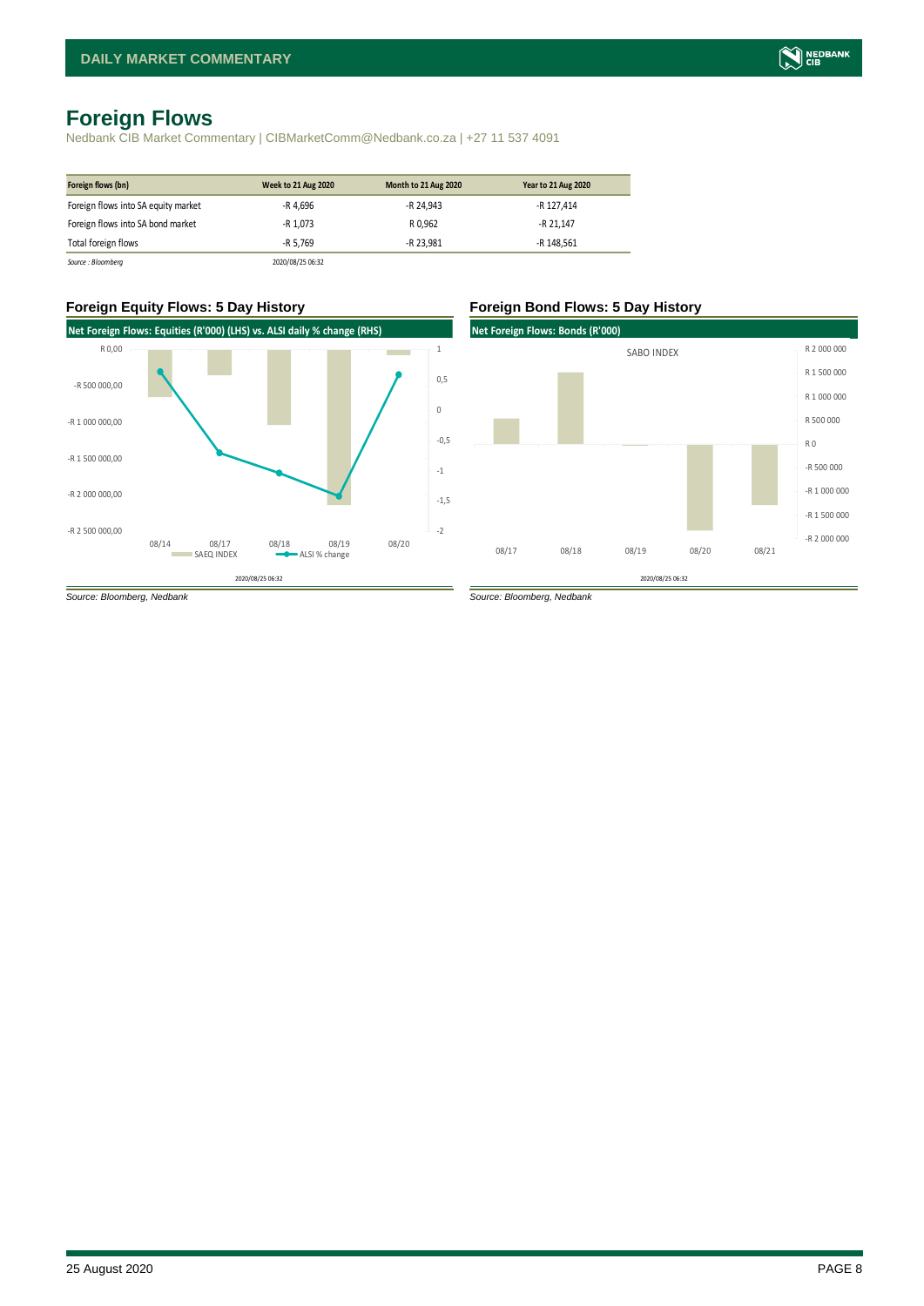# Foreign Flows

Nedbank CIB Market Commentary | CIBMarketComm@Nedbank.co.za | +27 11 537 4091

| Foreign flows (bn) | Week to 21 Aug 2020 | Month to 21 Aug 2020 | Year to 21 Aug 2020 |
|---|---|---|---|
| Foreign flows into SA equity market | -R 4,696 | -R 24,943 | -R 127,414 |
| Foreign flows into SA bond market | -R 1,073 | R 0,962 | -R 21,147 |
| Total foreign flows | -R 5,769 | -R 23,981 | -R 148,561 |

*Source : Bloomberg* 2020/08/25 06:32

### Foreign Equity Flows: 5 Day History

**Net Foreign Flows: Equities (R'000) (LHS) vs. ALSI daily % change (RHS)**

*Source: Bloomberg, Nedbank*

### Foreign Bond Flows: 5 Day History

**Net Foreign Flows: Bonds (R'000)**

*Source: Bloomberg, Nedbank*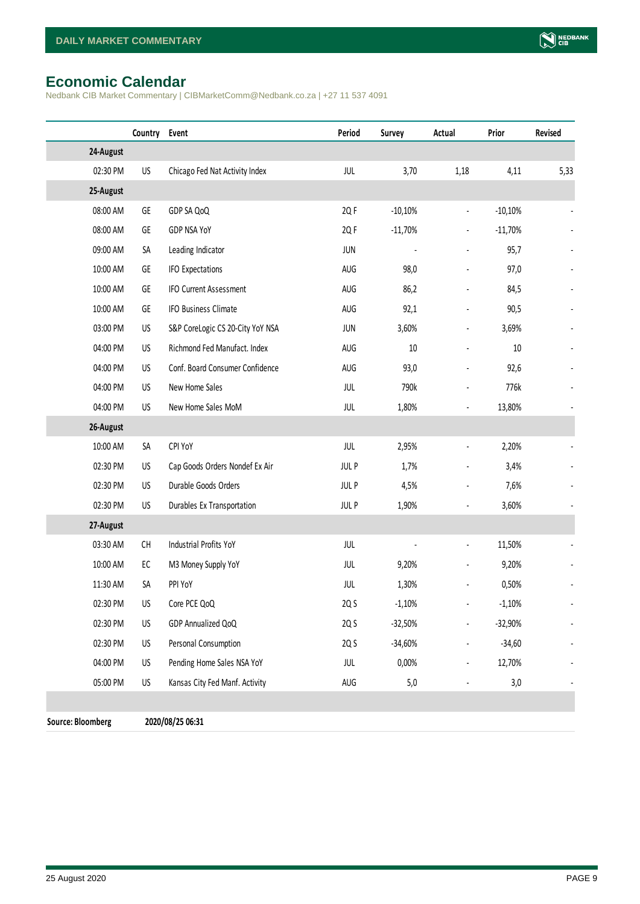## Economic Calendar

Nedbank CIB Market Commentary | CIBMarketComm@Nedbank.co.za | +27 11 537 4091

| | Country | Event | Period | Survey | Actual | Prior | Revised |
|---|---|---|---|---|---|---|---|
| **24-August** | | | | | | | |
| 02:30 PM | US | Chicago Fed Nat Activity Index | JUL | 3,70 | 1,18 | 4,11 | 5,33 |
| **25-August** | | | | | | | |
| 08:00 AM | GE | GDP SA QoQ | 2Q F | -10,10% | - | -10,10% | - |
| 08:00 AM | GE | GDP NSA YoY | 2Q F | -11,70% | - | -11,70% | - |
| 09:00 AM | SA | Leading Indicator | JUN | - | - | 95,7 | - |
| 10:00 AM | GE | IFO Expectations | AUG | 98,0 | - | 97,0 | - |
| 10:00 AM | GE | IFO Current Assessment | AUG | 86,2 | - | 84,5 | - |
| 10:00 AM | GE | IFO Business Climate | AUG | 92,1 | - | 90,5 | - |
| 03:00 PM | US | S&P CoreLogic CS 20-City YoY NSA | JUN | 3,60% | - | 3,69% | - |
| 04:00 PM | US | Richmond Fed Manufact. Index | AUG | 10 | - | 10 | - |
| 04:00 PM | US | Conf. Board Consumer Confidence | AUG | 93,0 | - | 92,6 | - |
| 04:00 PM | US | New Home Sales | JUL | 790k | - | 776k | - |
| 04:00 PM | US | New Home Sales MoM | JUL | 1,80% | - | 13,80% | - |
| **26-August** | | | | | | | |
| 10:00 AM | SA | CPI YoY | JUL | 2,95% | - | 2,20% | - |
| 02:30 PM | US | Cap Goods Orders Nondef Ex Air | JUL P | 1,7% | - | 3,4% | - |
| 02:30 PM | US | Durable Goods Orders | JUL P | 4,5% | - | 7,6% | - |
| 02:30 PM | US | Durables Ex Transportation | JUL P | 1,90% | - | 3,60% | - |
| **27-August** | | | | | | | |
| 03:30 AM | CH | Industrial Profits YoY | JUL | - | - | 11,50% | - |
| 10:00 AM | EC | M3 Money Supply YoY | JUL | 9,20% | - | 9,20% | - |
| 11:30 AM | SA | PPI YoY | JUL | 1,30% | - | 0,50% | - |
| 02:30 PM | US | Core PCE QoQ | 2Q S | -1,10% | - | -1,10% | - |
| 02:30 PM | US | GDP Annualized QoQ | 2Q S | -32,50% | - | -32,90% | - |
| 02:30 PM | US | Personal Consumption | 2Q S | -34,60% | - | -34,60 | - |
| 04:00 PM | US | Pending Home Sales NSA YoY | JUL | 0,00% | - | 12,70% | - |
| 05:00 PM | US | Kansas City Fed Manf. Activity | AUG | 5,0 | - | 3,0 | - |

**Source: Bloomberg** **2020/08/25 06:31**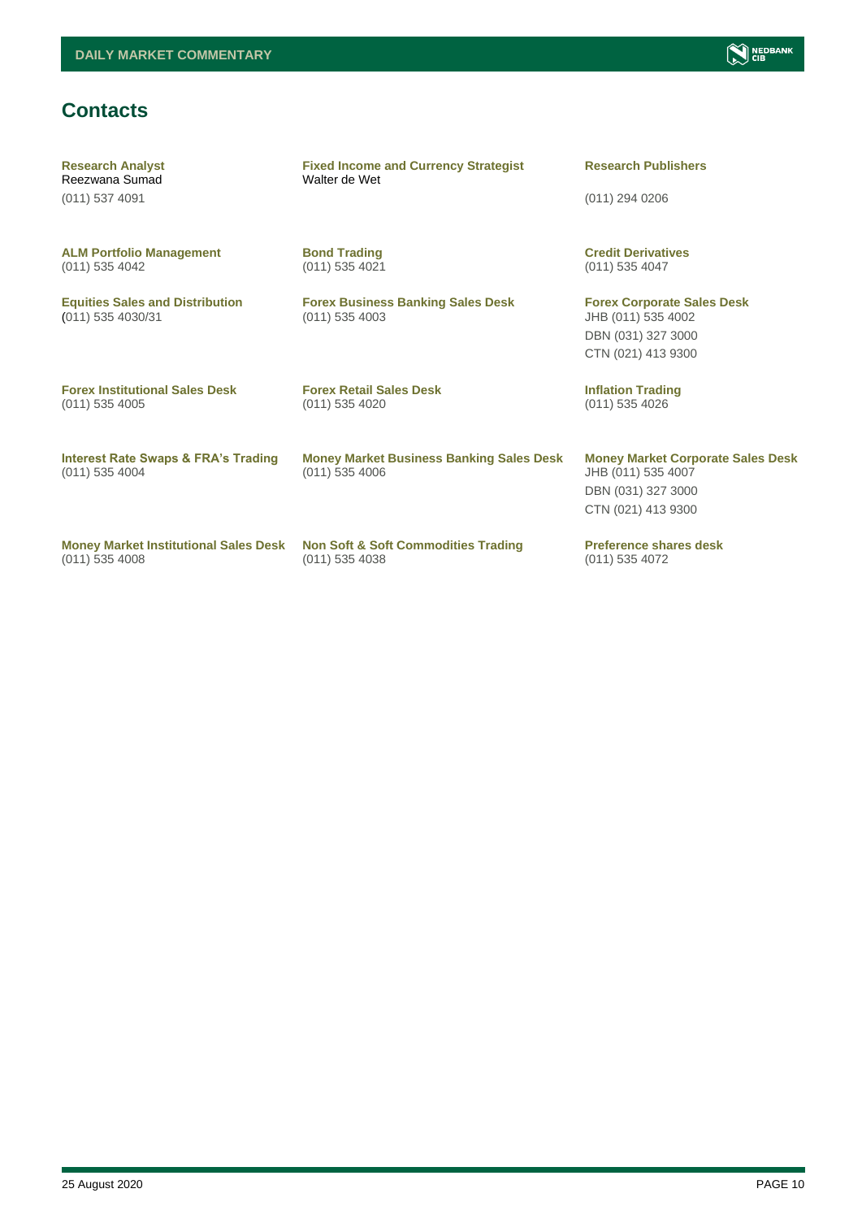## Contacts

**Research Analyst**
Reezwana Sumad
(011) 537 4091

**Fixed Income and Currency Strategist**
Walter de Wet

**Research Publishers**
(011) 294 0206

**ALM Portfolio Management**
(011) 535 4042

**Bond Trading**
(011) 535 4021

**Credit Derivatives**
(011) 535 4047

**Equities Sales and Distribution**
(011) 535 4030/31

**Forex Business Banking Sales Desk**
(011) 535 4003

**Forex Corporate Sales Desk**
JHB (011) 535 4002
DBN (031) 327 3000
CTN (021) 413 9300

**Forex Institutional Sales Desk**
(011) 535 4005

**Forex Retail Sales Desk**
(011) 535 4020

**Inflation Trading**
(011) 535 4026

**Interest Rate Swaps & FRA's Trading**
(011) 535 4004

**Money Market Business Banking Sales Desk**
(011) 535 4006

**Money Market Corporate Sales Desk**
JHB (011) 535 4007
DBN (031) 327 3000
CTN (021) 413 9300

**Money Market Institutional Sales Desk**
(011) 535 4008

**Non Soft & Soft Commodities Trading**
(011) 535 4038

**Preference shares desk**
(011) 535 4072